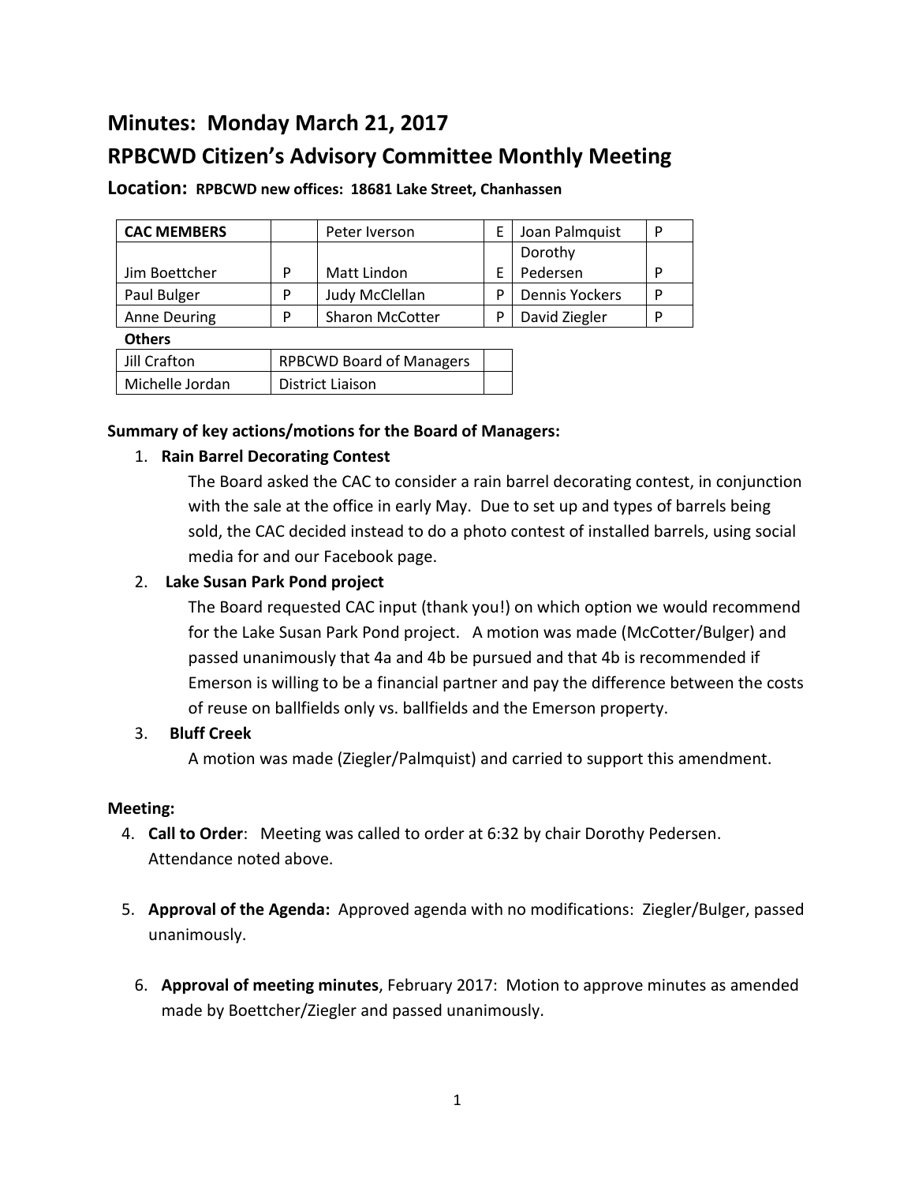# Minutes: Monday March 21, 2017

# RPBCWD Citizen's Advisory Committee Monthly Meeting

### Location: RPBCWD new offices: 18681 Lake Street, Chanhassen

| CAC MEMBERS | | Peter Iverson | E | Joan Palmquist | P |
|---|---|---|---|---|---|
| Jim Boettcher | P | Matt Lindon | E | Dorothy Pedersen | P |
| Paul Bulger | P | Judy McClellan | P | Dennis Yockers | P |
| Anne Deuring | P | Sharon McCotter | P | David Ziegler | P |

**Others**

| Jill Crafton | RPBCWD Board of Managers | |
|---|---|---|
| Michelle Jordan | District Liaison | |

**Summary of key actions/motions for the Board of Managers:**

1. **Rain Barrel Decorating Contest**

   The Board asked the CAC to consider a rain barrel decorating contest, in conjunction with the sale at the office in early May. Due to set up and types of barrels being sold, the CAC decided instead to do a photo contest of installed barrels, using social media for and our Facebook page.

2. **Lake Susan Park Pond project**

   The Board requested CAC input (thank you!) on which option we would recommend for the Lake Susan Park Pond project. A motion was made (McCotter/Bulger) and passed unanimously that 4a and 4b be pursued and that 4b is recommended if Emerson is willing to be a financial partner and pay the difference between the costs of reuse on ballfields only vs. ballfields and the Emerson property.

3. **Bluff Creek**

   A motion was made (Ziegler/Palmquist) and carried to support this amendment.

**Meeting:**

4. **Call to Order**: Meeting was called to order at 6:32 by chair Dorothy Pedersen. Attendance noted above.

5. **Approval of the Agenda:** Approved agenda with no modifications: Ziegler/Bulger, passed unanimously.

6. **Approval of meeting minutes**, February 2017: Motion to approve minutes as amended made by Boettcher/Ziegler and passed unanimously.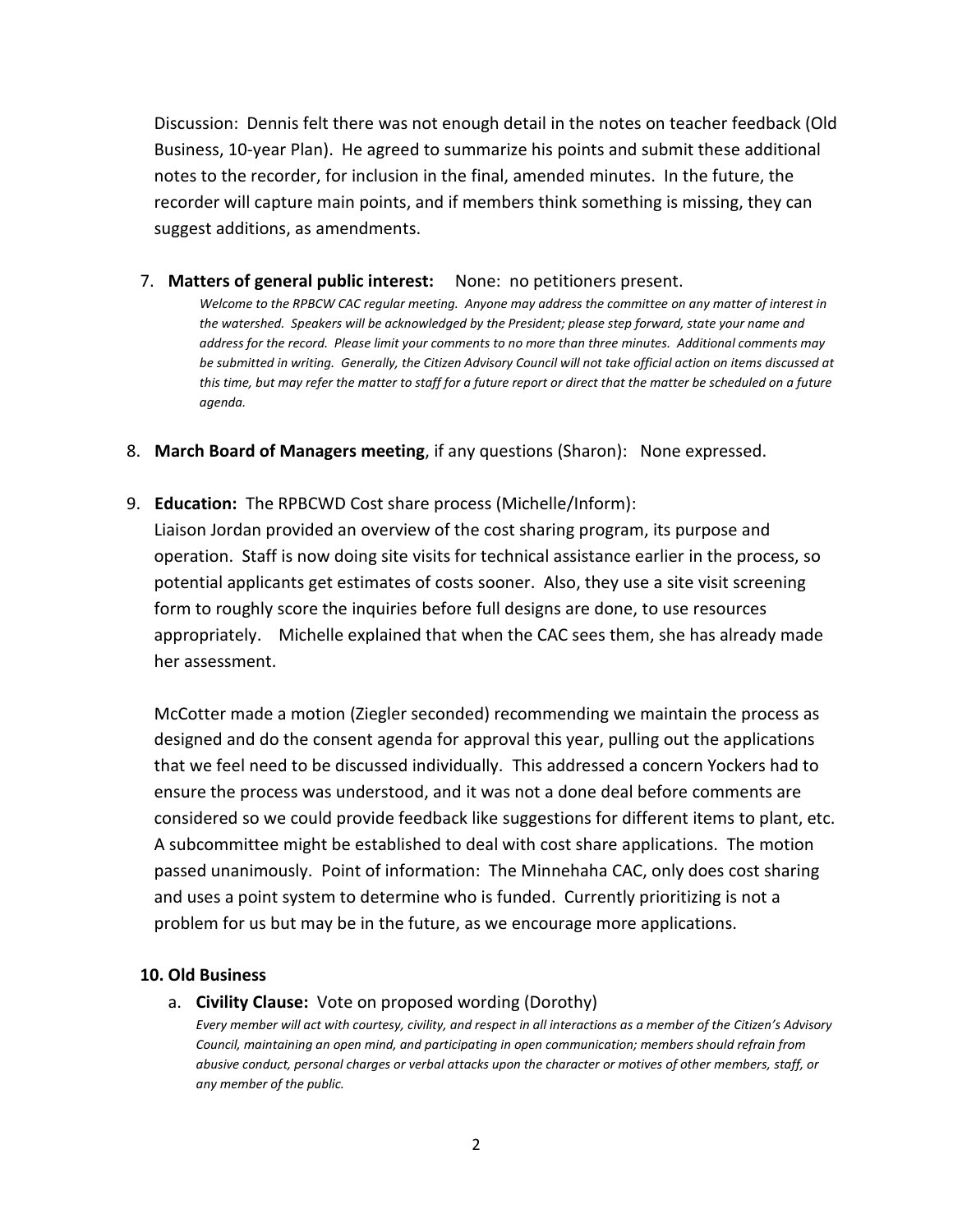Discussion: Dennis felt there was not enough detail in the notes on teacher feedback (Old Business, 10-year Plan). He agreed to summarize his points and submit these additional notes to the recorder, for inclusion in the final, amended minutes. In the future, the recorder will capture main points, and if members think something is missing, they can suggest additions, as amendments.

7. **Matters of general public interest:** None: no petitioners present.

   *Welcome to the RPBCW CAC regular meeting. Anyone may address the committee on any matter of interest in the watershed. Speakers will be acknowledged by the President; please step forward, state your name and address for the record. Please limit your comments to no more than three minutes. Additional comments may be submitted in writing. Generally, the Citizen Advisory Council will not take official action on items discussed at this time, but may refer the matter to staff for a future report or direct that the matter be scheduled on a future agenda.*

8. **March Board of Managers meeting**, if any questions (Sharon): None expressed.

9. **Education:** The RPBCWD Cost share process (Michelle/Inform):

   Liaison Jordan provided an overview of the cost sharing program, its purpose and operation. Staff is now doing site visits for technical assistance earlier in the process, so potential applicants get estimates of costs sooner. Also, they use a site visit screening form to roughly score the inquiries before full designs are done, to use resources appropriately. Michelle explained that when the CAC sees them, she has already made her assessment.

   McCotter made a motion (Ziegler seconded) recommending we maintain the process as designed and do the consent agenda for approval this year, pulling out the applications that we feel need to be discussed individually. This addressed a concern Yockers had to ensure the process was understood, and it was not a done deal before comments are considered so we could provide feedback like suggestions for different items to plant, etc. A subcommittee might be established to deal with cost share applications. The motion passed unanimously. Point of information: The Minnehaha CAC, only does cost sharing and uses a point system to determine who is funded. Currently prioritizing is not a problem for us but may be in the future, as we encourage more applications.

**10. Old Business**

a. **Civility Clause:** Vote on proposed wording (Dorothy)

   *Every member will act with courtesy, civility, and respect in all interactions as a member of the Citizen's Advisory Council, maintaining an open mind, and participating in open communication; members should refrain from abusive conduct, personal charges or verbal attacks upon the character or motives of other members, staff, or any member of the public.*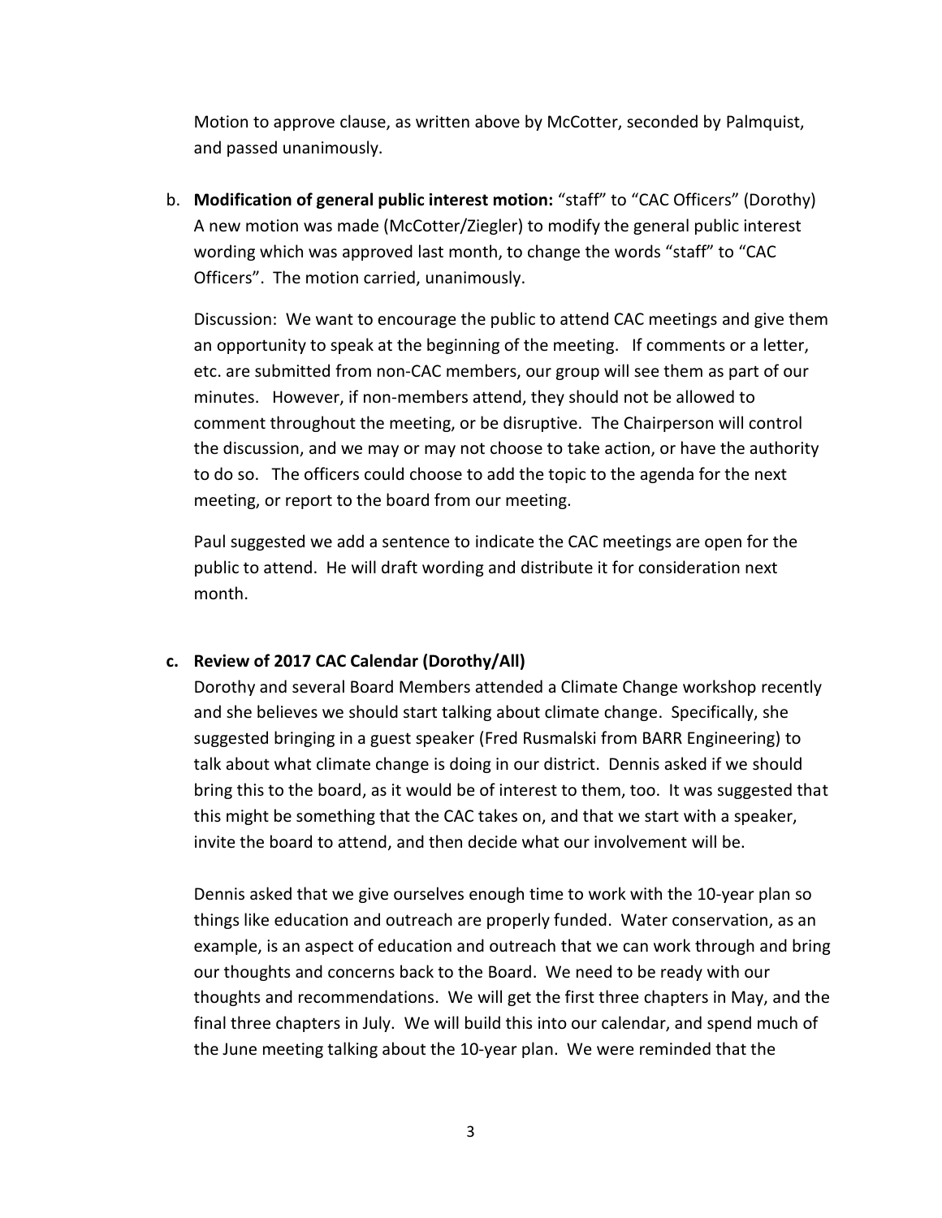Motion to approve clause, as written above by McCotter, seconded by Palmquist, and passed unanimously.

b. **Modification of general public interest motion:** "staff" to "CAC Officers" (Dorothy) A new motion was made (McCotter/Ziegler) to modify the general public interest wording which was approved last month, to change the words "staff" to "CAC Officers". The motion carried, unanimously.

   Discussion: We want to encourage the public to attend CAC meetings and give them an opportunity to speak at the beginning of the meeting. If comments or a letter, etc. are submitted from non-CAC members, our group will see them as part of our minutes. However, if non-members attend, they should not be allowed to comment throughout the meeting, or be disruptive. The Chairperson will control the discussion, and we may or may not choose to take action, or have the authority to do so. The officers could choose to add the topic to the agenda for the next meeting, or report to the board from our meeting.

   Paul suggested we add a sentence to indicate the CAC meetings are open for the public to attend. He will draft wording and distribute it for consideration next month.

c. **Review of 2017 CAC Calendar (Dorothy/All)**
   Dorothy and several Board Members attended a Climate Change workshop recently and she believes we should start talking about climate change. Specifically, she suggested bringing in a guest speaker (Fred Rusmalski from BARR Engineering) to talk about what climate change is doing in our district. Dennis asked if we should bring this to the board, as it would be of interest to them, too. It was suggested that this might be something that the CAC takes on, and that we start with a speaker, invite the board to attend, and then decide what our involvement will be.

   Dennis asked that we give ourselves enough time to work with the 10-year plan so things like education and outreach are properly funded. Water conservation, as an example, is an aspect of education and outreach that we can work through and bring our thoughts and concerns back to the Board. We need to be ready with our thoughts and recommendations. We will get the first three chapters in May, and the final three chapters in July. We will build this into our calendar, and spend much of the June meeting talking about the 10-year plan. We were reminded that the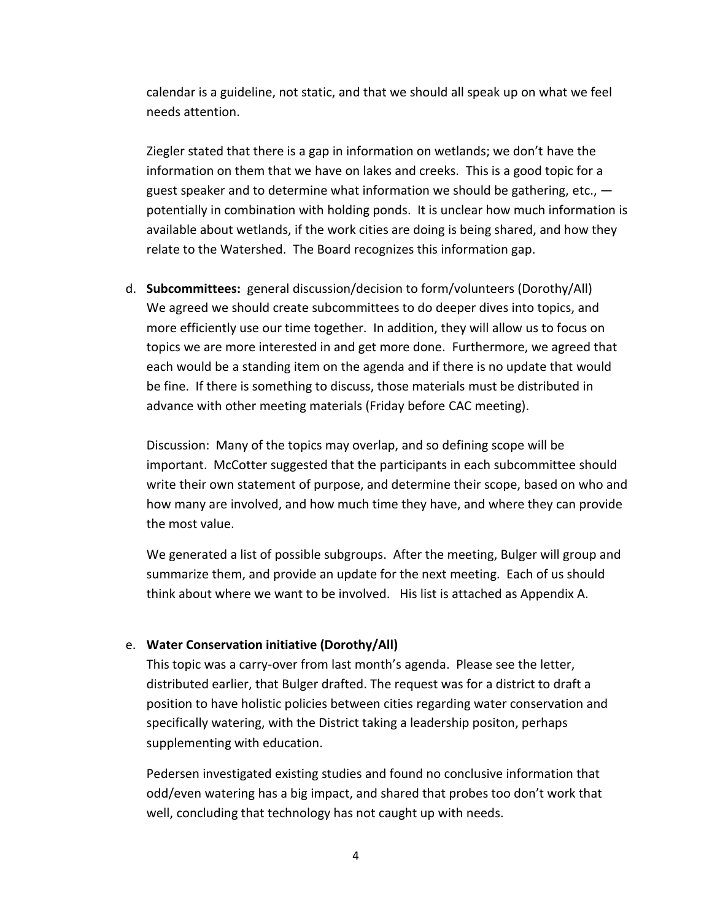calendar is a guideline, not static, and that we should all speak up on what we feel needs attention.

Ziegler stated that there is a gap in information on wetlands; we don't have the information on them that we have on lakes and creeks. This is a good topic for a guest speaker and to determine what information we should be gathering, etc., — potentially in combination with holding ponds. It is unclear how much information is available about wetlands, if the work cities are doing is being shared, and how they relate to the Watershed. The Board recognizes this information gap.

d. **Subcommittees:** general discussion/decision to form/volunteers (Dorothy/All)
We agreed we should create subcommittees to do deeper dives into topics, and more efficiently use our time together. In addition, they will allow us to focus on topics we are more interested in and get more done. Furthermore, we agreed that each would be a standing item on the agenda and if there is no update that would be fine. If there is something to discuss, those materials must be distributed in advance with other meeting materials (Friday before CAC meeting).

Discussion: Many of the topics may overlap, and so defining scope will be important. McCotter suggested that the participants in each subcommittee should write their own statement of purpose, and determine their scope, based on who and how many are involved, and how much time they have, and where they can provide the most value.

We generated a list of possible subgroups. After the meeting, Bulger will group and summarize them, and provide an update for the next meeting. Each of us should think about where we want to be involved. His list is attached as Appendix A.

e. **Water Conservation initiative (Dorothy/All)**
This topic was a carry-over from last month's agenda. Please see the letter, distributed earlier, that Bulger drafted. The request was for a district to draft a position to have holistic policies between cities regarding water conservation and specifically watering, with the District taking a leadership positon, perhaps supplementing with education.

Pedersen investigated existing studies and found no conclusive information that odd/even watering has a big impact, and shared that probes too don't work that well, concluding that technology has not caught up with needs.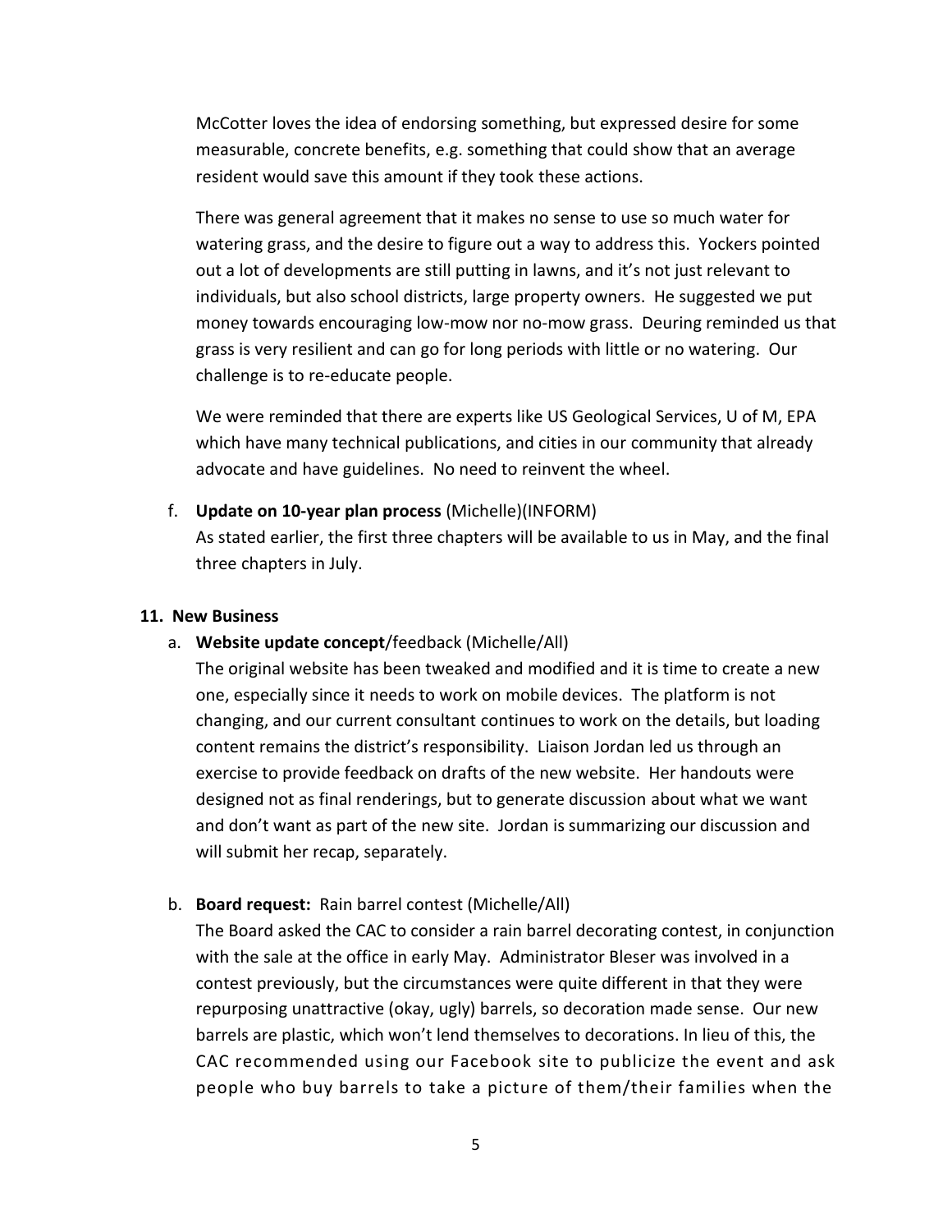McCotter loves the idea of endorsing something, but expressed desire for some measurable, concrete benefits, e.g. something that could show that an average resident would save this amount if they took these actions.

There was general agreement that it makes no sense to use so much water for watering grass, and the desire to figure out a way to address this. Yockers pointed out a lot of developments are still putting in lawns, and it's not just relevant to individuals, but also school districts, large property owners. He suggested we put money towards encouraging low-mow nor no-mow grass. Deuring reminded us that grass is very resilient and can go for long periods with little or no watering. Our challenge is to re-educate people.

We were reminded that there are experts like US Geological Services, U of M, EPA which have many technical publications, and cities in our community that already advocate and have guidelines. No need to reinvent the wheel.

f. **Update on 10-year plan process** (Michelle)(INFORM)
As stated earlier, the first three chapters will be available to us in May, and the final three chapters in July.

**11. New Business**

a. **Website update concept**/feedback (Michelle/All)
The original website has been tweaked and modified and it is time to create a new one, especially since it needs to work on mobile devices. The platform is not changing, and our current consultant continues to work on the details, but loading content remains the district's responsibility. Liaison Jordan led us through an exercise to provide feedback on drafts of the new website. Her handouts were designed not as final renderings, but to generate discussion about what we want and don't want as part of the new site. Jordan is summarizing our discussion and will submit her recap, separately.

b. **Board request:** Rain barrel contest (Michelle/All)
The Board asked the CAC to consider a rain barrel decorating contest, in conjunction with the sale at the office in early May. Administrator Bleser was involved in a contest previously, but the circumstances were quite different in that they were repurposing unattractive (okay, ugly) barrels, so decoration made sense. Our new barrels are plastic, which won't lend themselves to decorations. In lieu of this, the CAC recommended using our Facebook site to publicize the event and ask people who buy barrels to take a picture of them/their families when the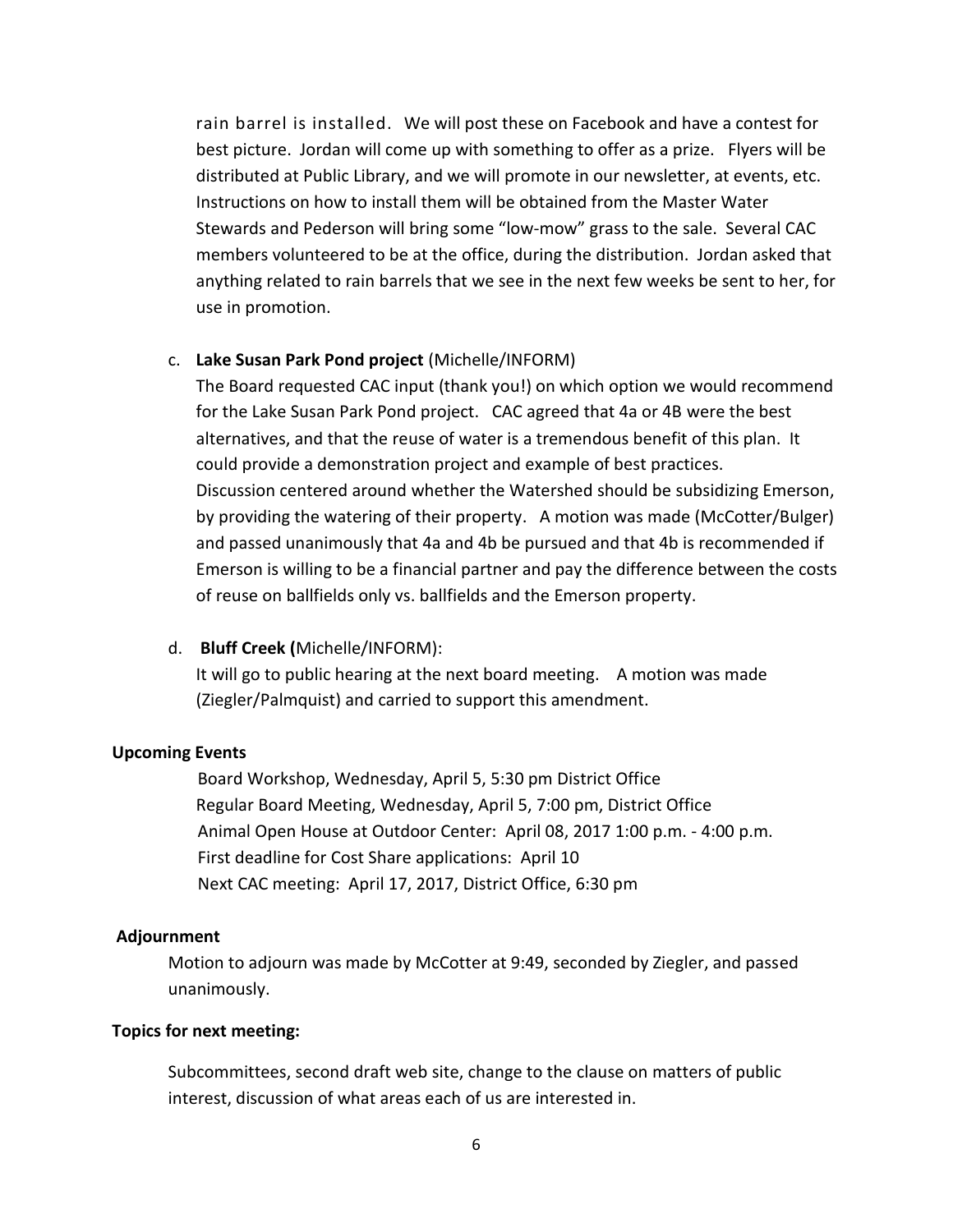rain barrel is installed. We will post these on Facebook and have a contest for best picture. Jordan will come up with something to offer as a prize. Flyers will be distributed at Public Library, and we will promote in our newsletter, at events, etc. Instructions on how to install them will be obtained from the Master Water Stewards and Pederson will bring some "low-mow" grass to the sale. Several CAC members volunteered to be at the office, during the distribution. Jordan asked that anything related to rain barrels that we see in the next few weeks be sent to her, for use in promotion.

c. **Lake Susan Park Pond project** (Michelle/INFORM)
The Board requested CAC input (thank you!) on which option we would recommend for the Lake Susan Park Pond project. CAC agreed that 4a or 4B were the best alternatives, and that the reuse of water is a tremendous benefit of this plan. It could provide a demonstration project and example of best practices.
Discussion centered around whether the Watershed should be subsidizing Emerson, by providing the watering of their property. A motion was made (McCotter/Bulger) and passed unanimously that 4a and 4b be pursued and that 4b is recommended if Emerson is willing to be a financial partner and pay the difference between the costs of reuse on ballfields only vs. ballfields and the Emerson property.

d. **Bluff Creek (**Michelle/INFORM):
It will go to public hearing at the next board meeting. A motion was made (Ziegler/Palmquist) and carried to support this amendment.

**Upcoming Events**

Board Workshop, Wednesday, April 5, 5:30 pm District Office
Regular Board Meeting, Wednesday, April 5, 7:00 pm, District Office
Animal Open House at Outdoor Center: April 08, 2017 1:00 p.m. - 4:00 p.m.
First deadline for Cost Share applications: April 10
Next CAC meeting: April 17, 2017, District Office, 6:30 pm

**Adjournment**

Motion to adjourn was made by McCotter at 9:49, seconded by Ziegler, and passed unanimously.

**Topics for next meeting:**

Subcommittees, second draft web site, change to the clause on matters of public interest, discussion of what areas each of us are interested in.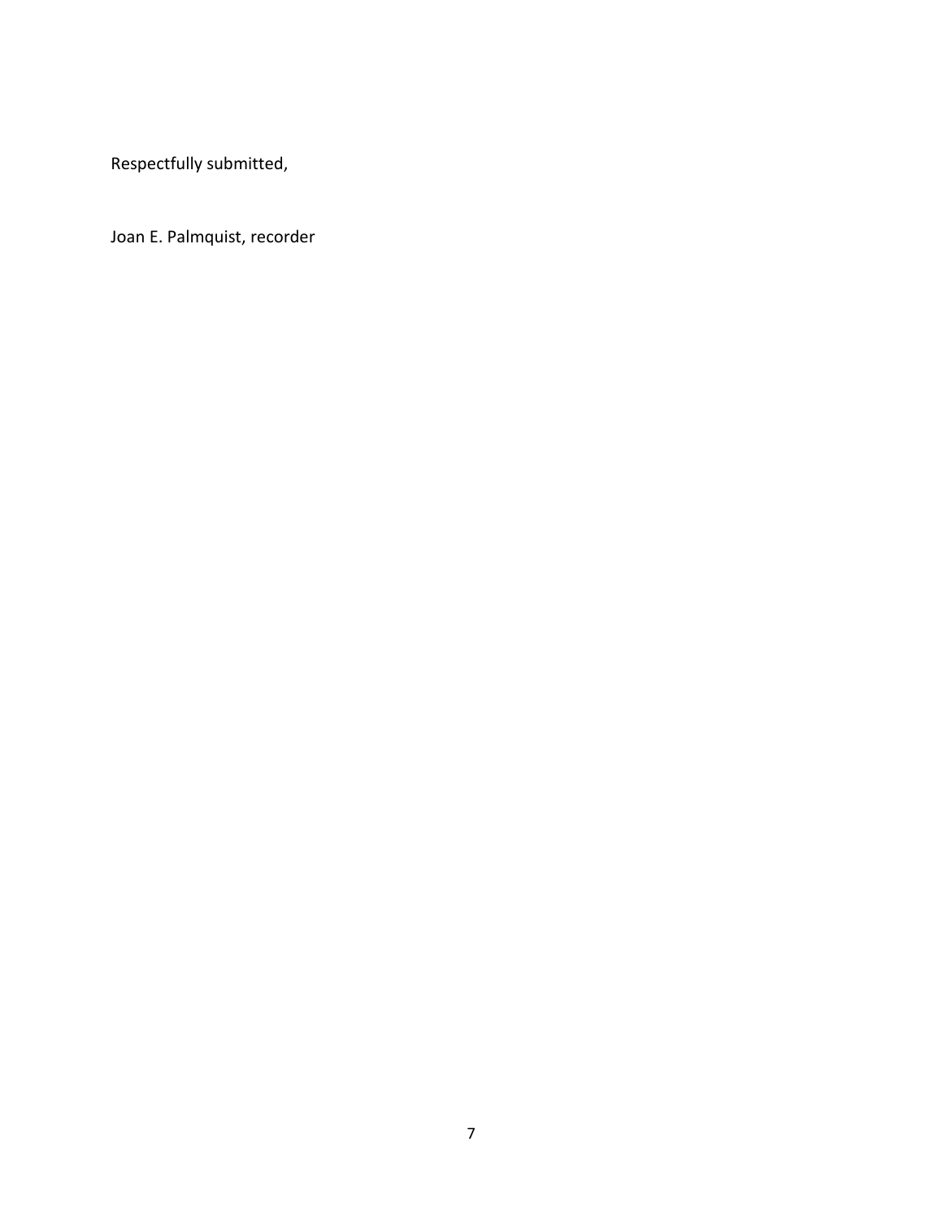Respectfully submitted,

Joan E. Palmquist, recorder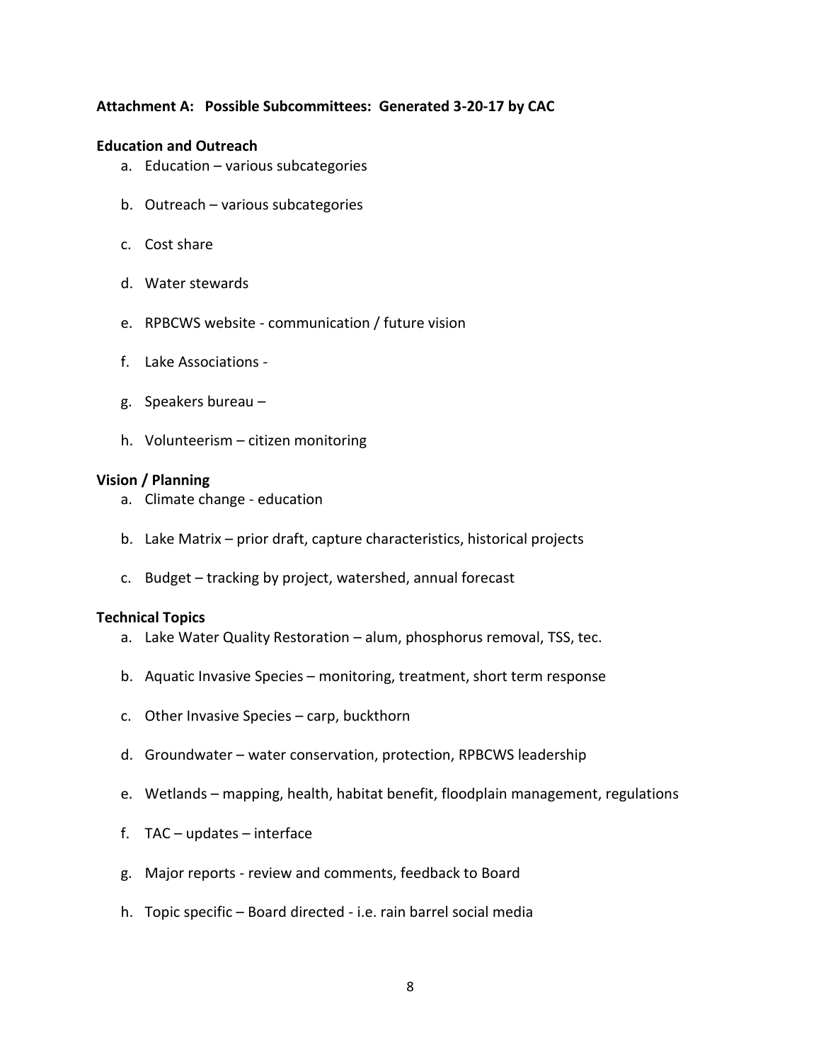**Attachment A: Possible Subcommittees: Generated 3-20-17 by CAC**

**Education and Outreach**

a. Education – various subcategories
b. Outreach – various subcategories
c. Cost share
d. Water stewards
e. RPBCWS website - communication / future vision
f. Lake Associations -
g. Speakers bureau –
h. Volunteerism – citizen monitoring

**Vision / Planning**

a. Climate change - education
b. Lake Matrix – prior draft, capture characteristics, historical projects
c. Budget – tracking by project, watershed, annual forecast

**Technical Topics**

a. Lake Water Quality Restoration – alum, phosphorus removal, TSS, tec.
b. Aquatic Invasive Species – monitoring, treatment, short term response
c. Other Invasive Species – carp, buckthorn
d. Groundwater – water conservation, protection, RPBCWS leadership
e. Wetlands – mapping, health, habitat benefit, floodplain management, regulations
f. TAC – updates – interface
g. Major reports - review and comments, feedback to Board
h. Topic specific – Board directed - i.e. rain barrel social media